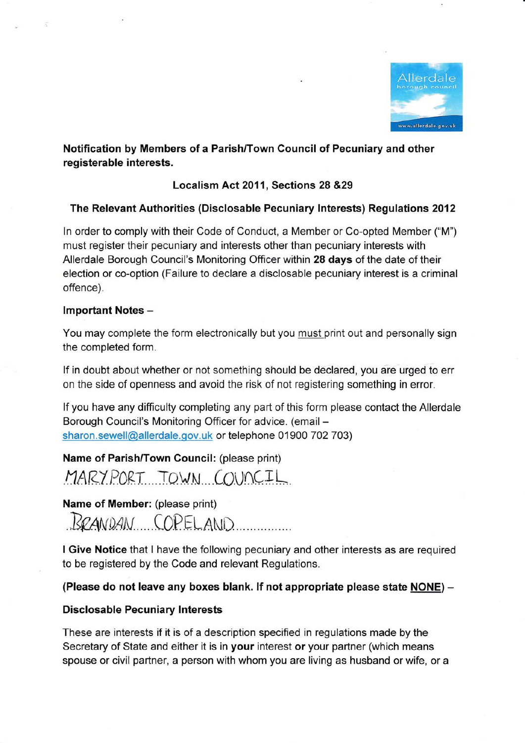**Notification by Members of a Parish/Town Council of Pecuniary and other registerable interests.**

**Localism Act 2011, Sections 28 &29**

**The Relevant Authorities (Disclosable Pecuniary Interests) Regulations 2012**

In order to comply with their Code of Conduct, a Member or Co-opted Member ("M") must register their pecuniary and interests other than pecuniary interests with Allerdale Borough Council's Monitoring Officer within **28 days** of the date of their election or co-option (Failure to declare a disclosable pecuniary interest is a criminal offence).

**Important Notes** –

You may complete the form electronically but you must print out and personally sign the completed form.

If in doubt about whether or not something should be declared, you are urged to err on the side of openness and avoid the risk of not registering something in error.

If you have any difficulty completing any part of this form please contact the Allerdale Borough Council's Monitoring Officer for advice. (email – sharon.sewell@allerdale.gov.uk or telephone 01900 702 703)

**Name of Parish/Town Council:** (please print)

MARYPORT TOWN COUNCIL

**Name of Member:** (please print)

BRANDAN COPELAND

**I Give Notice** that I have the following pecuniary and other interests as are required to be registered by the Code and relevant Regulations.

**(Please do not leave any boxes blank. If not appropriate please state NONE)** –

**Disclosable Pecuniary Interests**

These are interests if it is of a description specified in regulations made by the Secretary of State and either it is in **your** interest **or** your partner (which means spouse or civil partner, a person with whom you are living as husband or wife, or a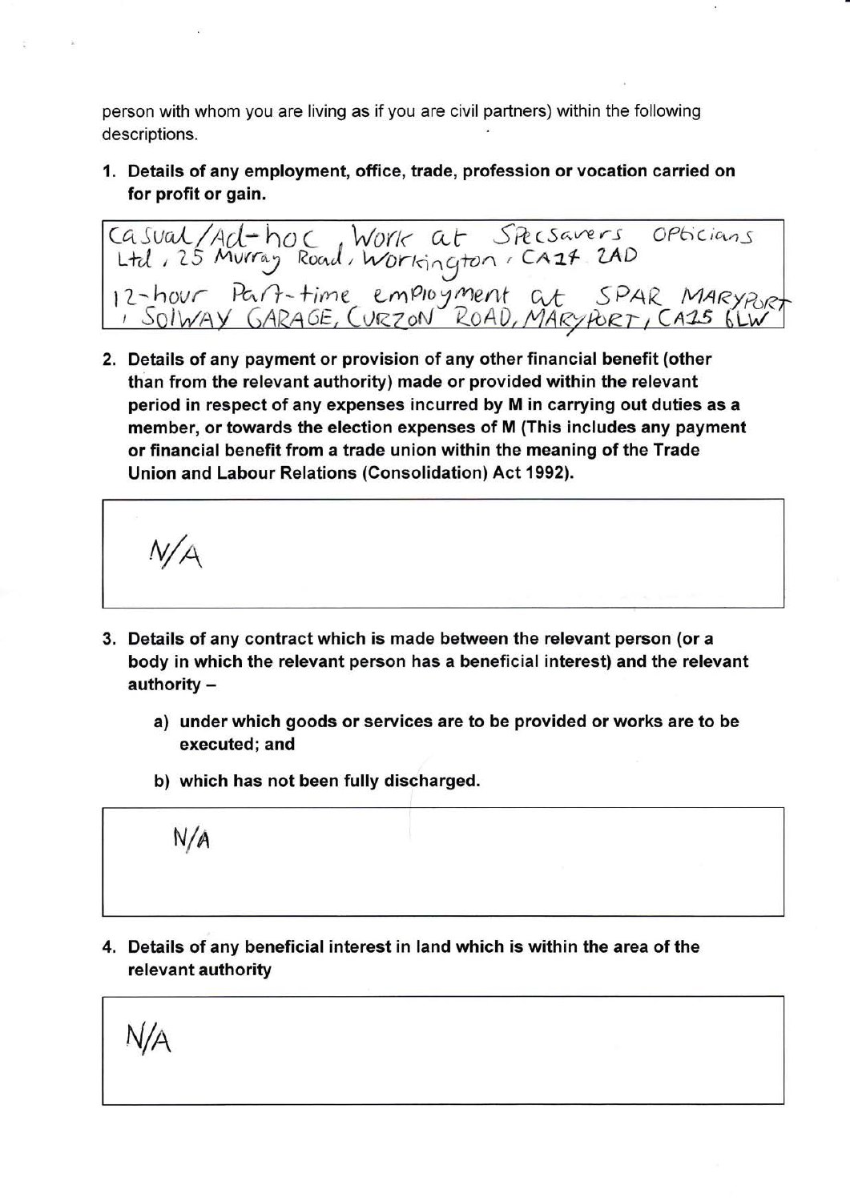person with whom you are living as if you are civil partners) within the following descriptions.

1. **Details of any employment, office, trade, profession or vocation carried on for profit or gain.**

| |
|---|
| Casual/Ad-hoc, Work at Specsavers Opticians Ltd, 25 Murray Road, Workington, CA14 2AD |
| 12-hour Part-time employment at SPAR MARYPORT, SOLWAY GARAGE, CURZON ROAD, MARYPORT, CA15 6LW |

2. **Details of any payment or provision of any other financial benefit (other than from the relevant authority) made or provided within the relevant period in respect of any expenses incurred by M in carrying out duties as a member, or towards the election expenses of M (This includes any payment or financial benefit from a trade union within the meaning of the Trade Union and Labour Relations (Consolidation) Act 1992).**

| |
|---|
| N/A |

3. **Details of any contract which is made between the relevant person (or a body in which the relevant person has a beneficial interest) and the relevant authority –**

   a) **under which goods or services are to be provided or works are to be executed; and**

   b) **which has not been fully discharged.**

| |
|---|
| N/A |

4. **Details of any beneficial interest in land which is within the area of the relevant authority**

| |
|---|
| N/A |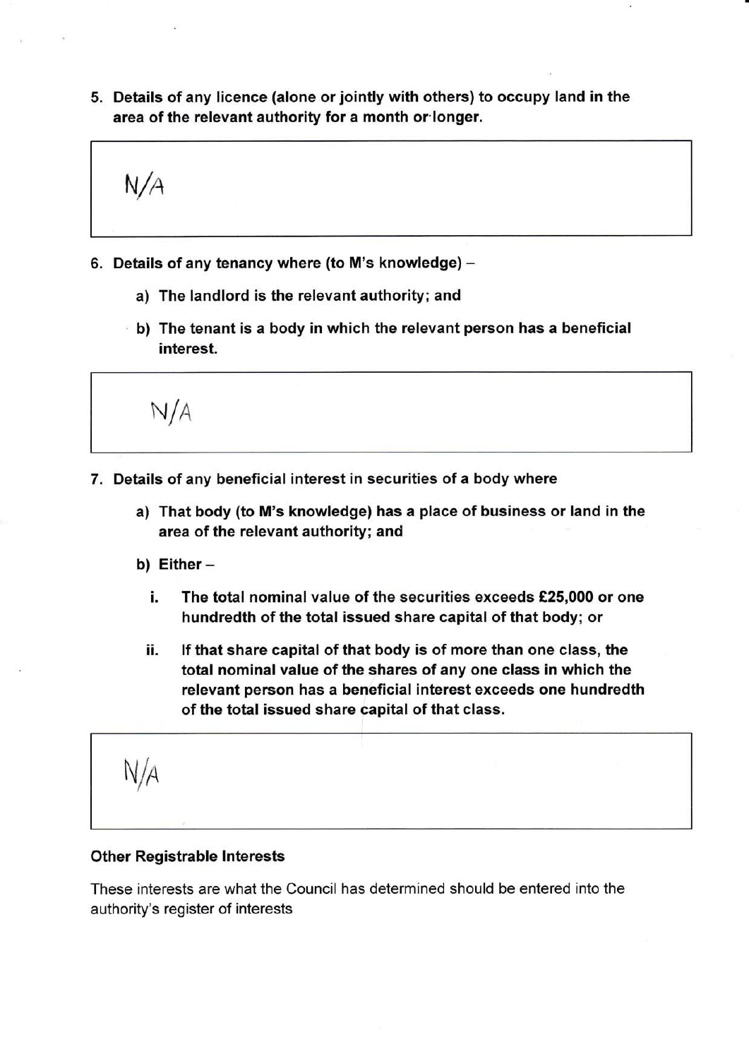5. **Details of any licence (alone or jointly with others) to occupy land in the area of the relevant authority for a month or longer.**

| |
|---|
| N/A |

6. **Details of any tenancy where (to M's knowledge) –**

   a) **The landlord is the relevant authority; and**

   b) **The tenant is a body in which the relevant person has a beneficial interest.**

| |
|---|
| N/A |

7. **Details of any beneficial interest in securities of a body where**

   a) **That body (to M's knowledge) has a place of business or land in the area of the relevant authority; and**

   b) **Either –**

      i. **The total nominal value of the securities exceeds £25,000 or one hundredth of the total issued share capital of that body; or**

      ii. **If that share capital of that body is of more than one class, the total nominal value of the shares of any one class in which the relevant person has a beneficial interest exceeds one hundredth of the total issued share capital of that class.**

| |
|---|
| N/A |

**Other Registrable Interests**

These interests are what the Council has determined should be entered into the authority's register of interests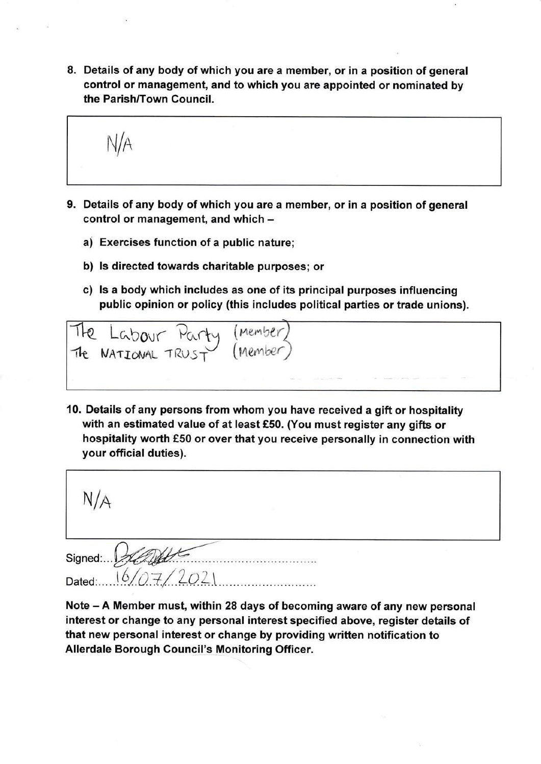8. **Details of any body of which you are a member, or in a position of general control or management, and to which you are appointed or nominated by the Parish/Town Council.**

N/A

9. **Details of any body of which you are a member, or in a position of general control or management, and which –**

   a) **Exercises function of a public nature;**

   b) **Is directed towards charitable purposes; or**

   c) **Is a body which includes as one of its principal purposes influencing public opinion or policy (this includes political parties or trade unions).**

The Labour Party (Member)
The NATIONAL TRUST (Member)

10. **Details of any persons from whom you have received a gift or hospitality with an estimated value of at least £50. (You must register any gifts or hospitality worth £50 or over that you receive personally in connection with your official duties).**

N/A

Signed:...[signature]...

Dated:...16/07/2021...

**Note – A Member must, within 28 days of becoming aware of any new personal interest or change to any personal interest specified above, register details of that new personal interest or change by providing written notification to Allerdale Borough Council's Monitoring Officer.**